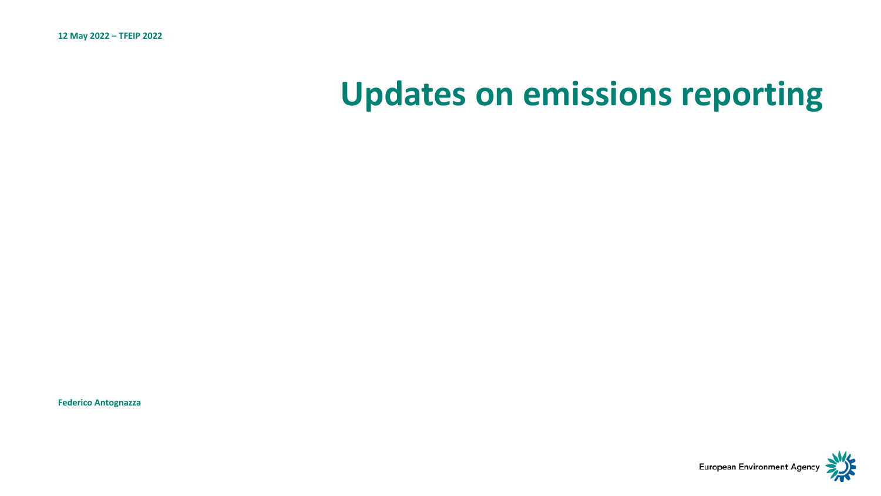12 May 2022 – TFEIP 2022

# Updates on emissions reporting

Federico Antognazza

European Environment Agency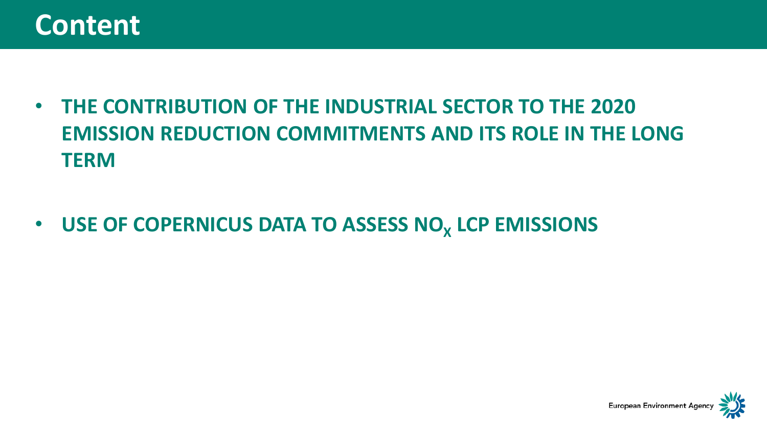# Content

- **THE CONTRIBUTION OF THE INDUSTRIAL SECTOR TO THE 2020 EMISSION REDUCTION COMMITMENTS AND ITS ROLE IN THE LONG TERM**
- **USE OF COPERNICUS DATA TO ASSESS $NO_X$ LCP EMISSIONS**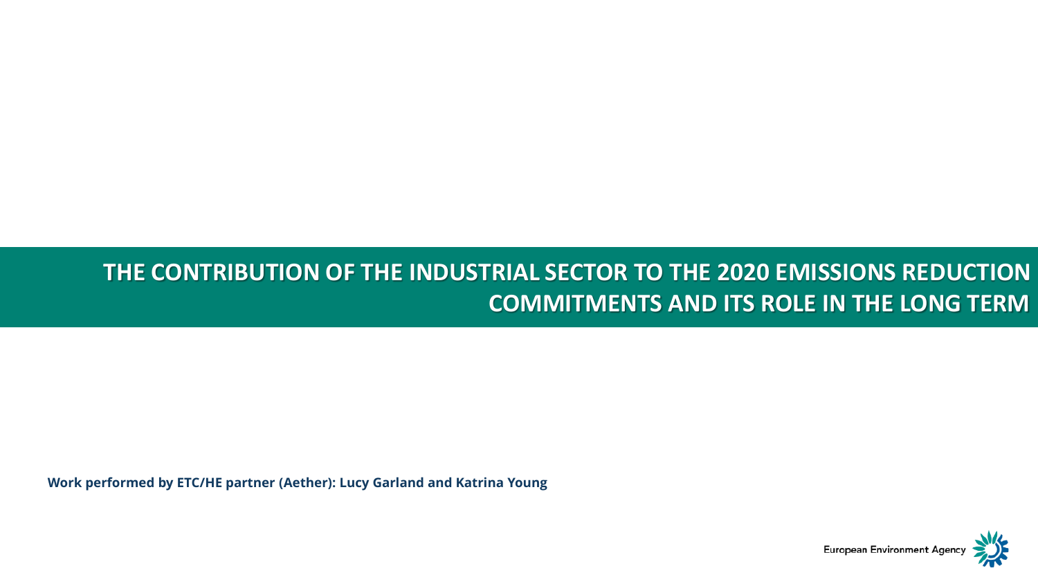# THE CONTRIBUTION OF THE INDUSTRIAL SECTOR TO THE 2020 EMISSIONS REDUCTION COMMITMENTS AND ITS ROLE IN THE LONG TERM

**Work performed by ETC/HE partner (Aether): Lucy Garland and Katrina Young**

European Environment Agency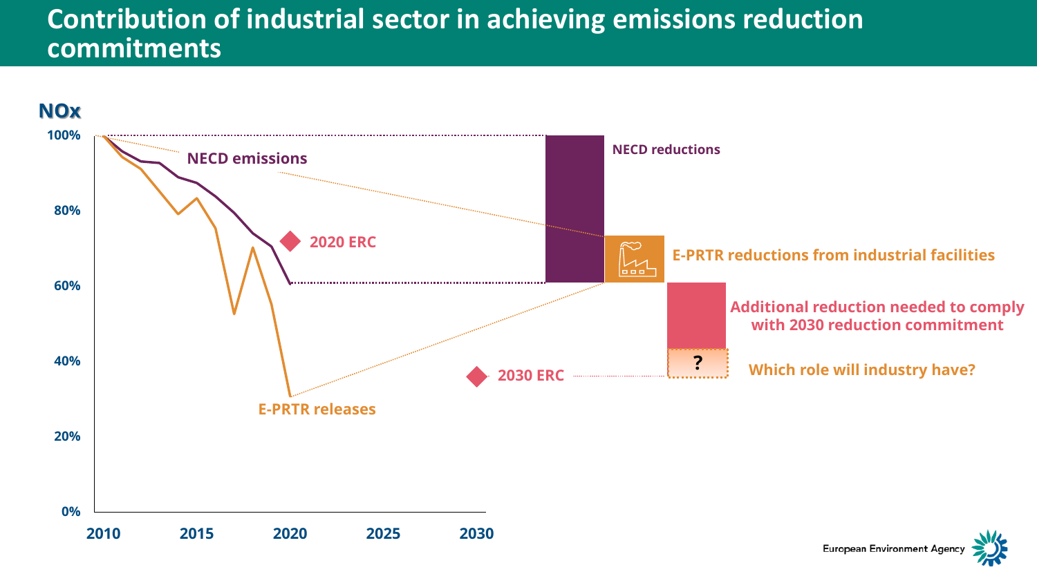# Contribution of industrial sector in achieving emissions reduction commitments

NOx

100%

80%

60%

40%

20%

0%

2010 2015 2020 2025 2030

NECD emissions

2020 ERC

2030 ERC

E-PRTR releases

NECD reductions

E-PRTR reductions from industrial facilities

Additional reduction needed to comply with 2030 reduction commitment

?

Which role will industry have?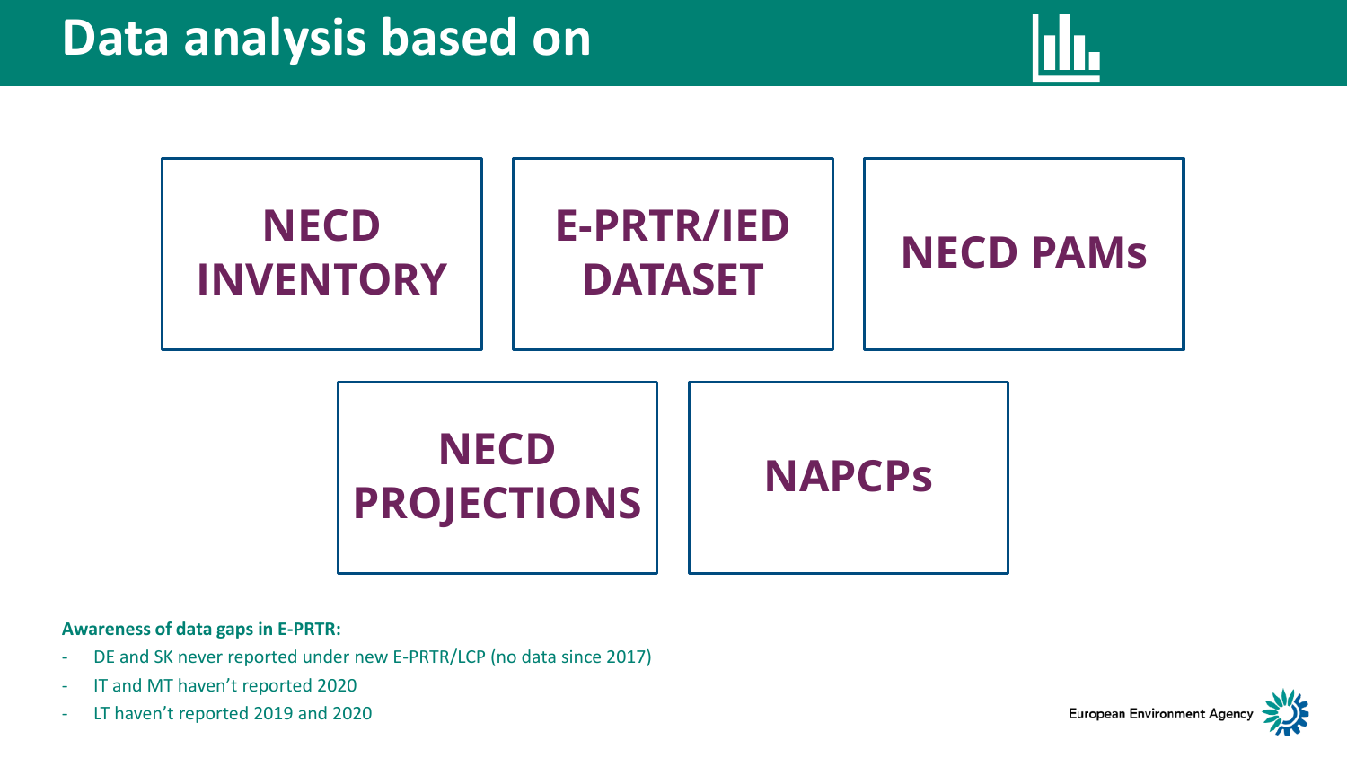# Data analysis based on

- **NECD INVENTORY**
- **E-PRTR/IED DATASET**
- **NECD PAMs**
- **NECD PROJECTIONS**
- **NAPCPs**

**Awareness of data gaps in E-PRTR:**

- DE and SK never reported under new E-PRTR/LCP (no data since 2017)
- IT and MT haven't reported 2020
- LT haven't reported 2019 and 2020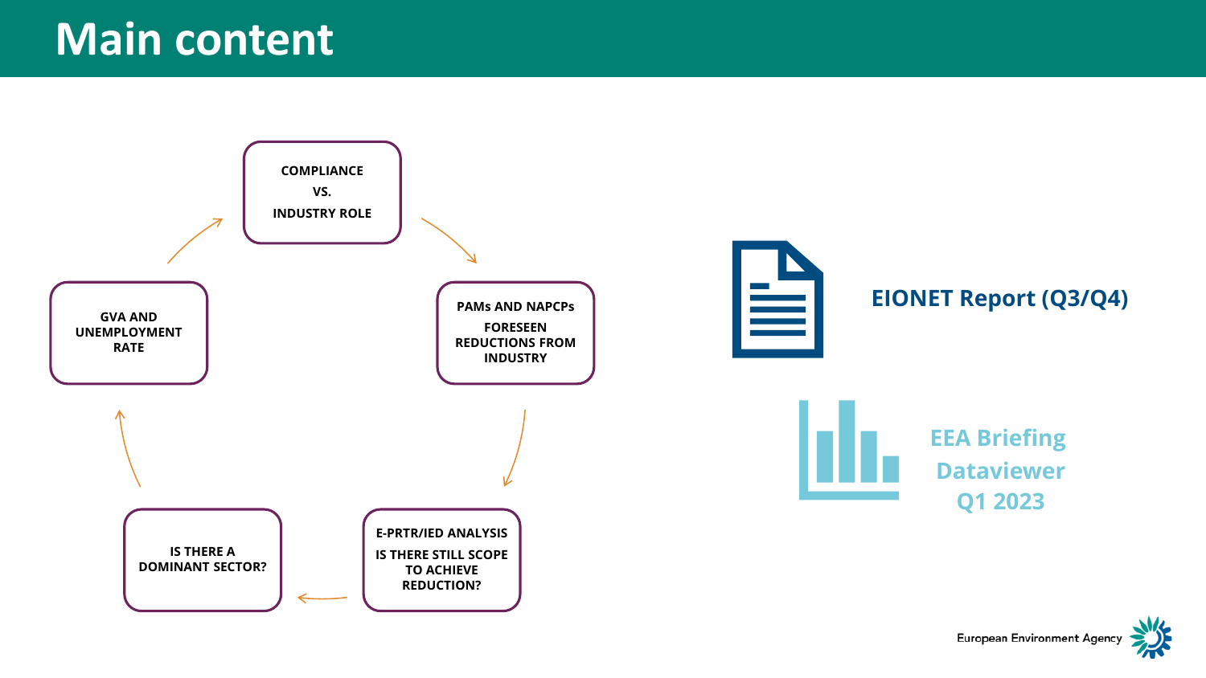# Main content

COMPLIANCE VS. INDUSTRY ROLE

PAMs AND NAPCPs

FORESEEN REDUCTIONS FROM INDUSTRY

E-PRTR/IED ANALYSIS

IS THERE STILL SCOPE TO ACHIEVE REDUCTION?

IS THERE A DOMINANT SECTOR?

GVA AND UNEMPLOYMENT RATE

EIONET Report (Q3/Q4)

EEA Briefing Dataviewer Q1 2023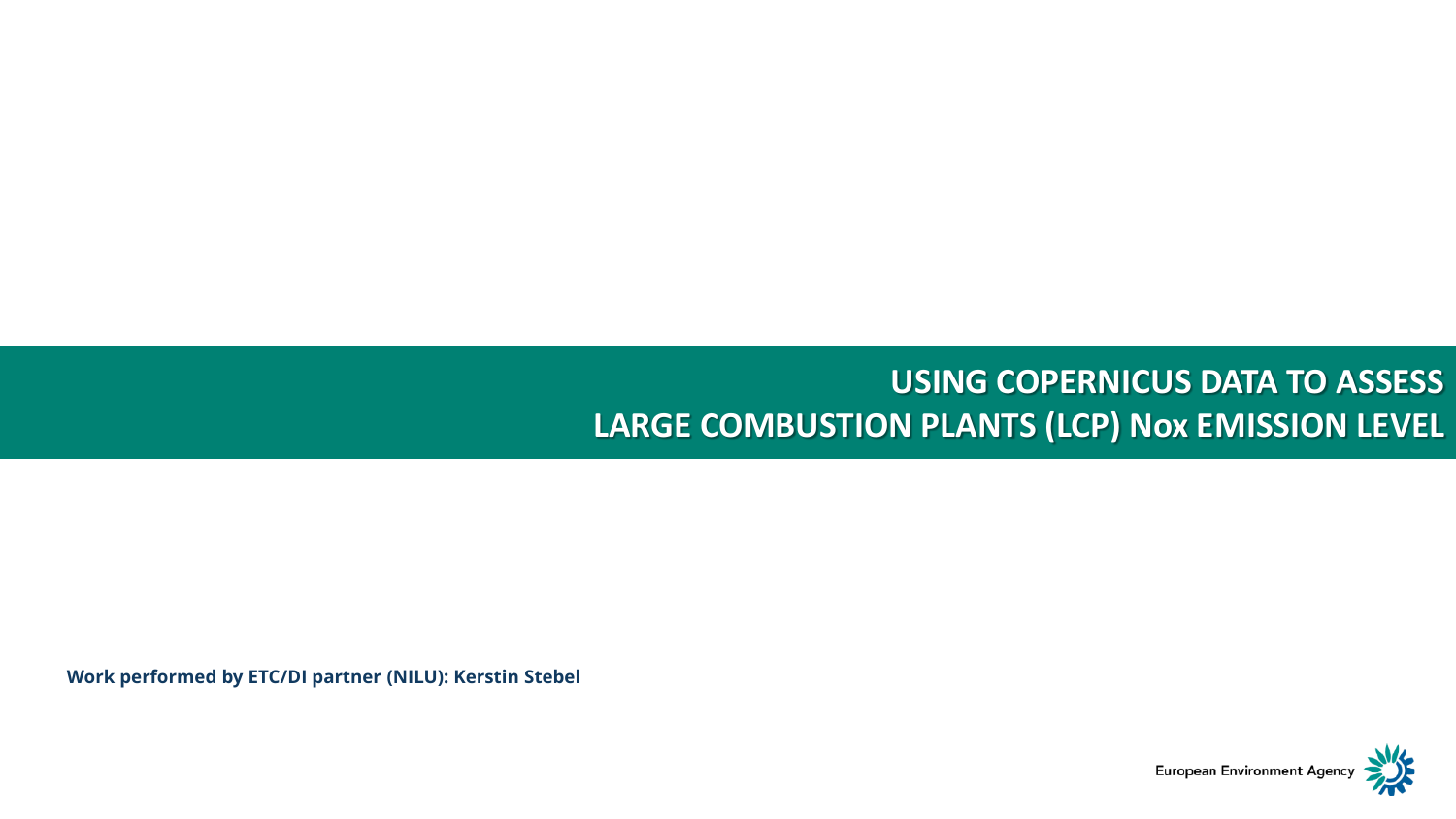# USING COPERNICUS DATA TO ASSESS LARGE COMBUSTION PLANTS (LCP) Nox EMISSION LEVEL

**Work performed by ETC/DI partner (NILU): Kerstin Stebel**

European Environment Agency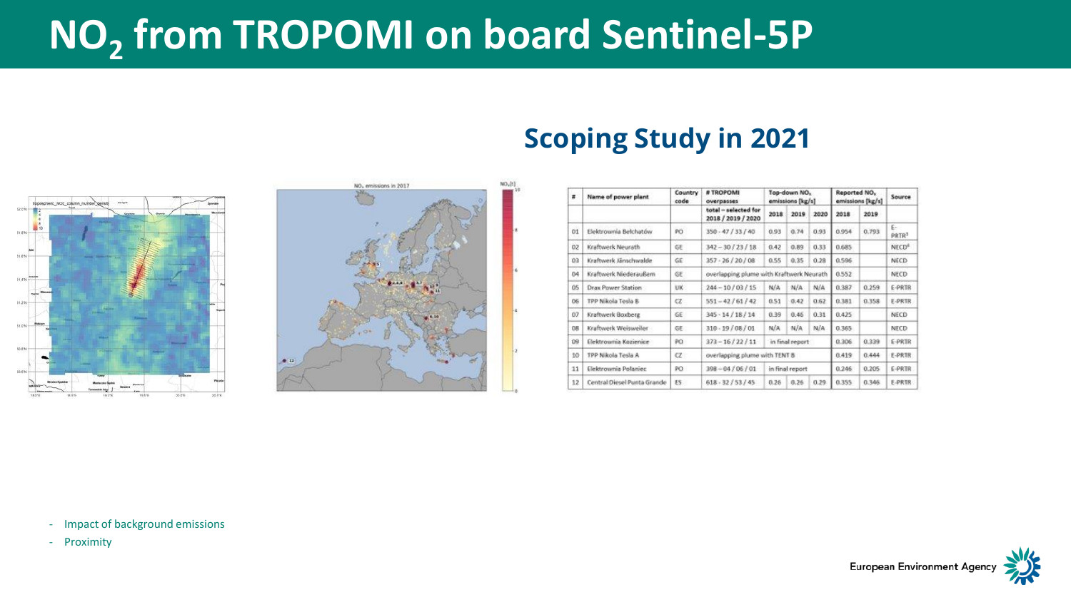# $NO_2$ from TROPOMI on board Sentinel-5P

## Scoping Study in 2021

| # | Name of power plant | Country code | # TROPOMI overpasses | Top-down $NO_x$ emissions [kg/s] | | | Reported $NO_x$ emissions [kg/s] | | Source |
|---|---|---|---|---|---|---|---|---|---|
| | | | total – selected for 2018 / 2019 / 2020 | 2018 | 2019 | 2020 | 2018 | 2019 | |
| 01 | Elektrownia Bełchatów | PO | 350 - 47 / 33 / 40 | 0.93 | 0.74 | 0.93 | 0.954 | 0.793 | E-PRTR[3] |
| 02 | Kraftwerk Neurath | GE | 342 – 30 / 23 / 18 | 0.42 | 0.89 | 0.33 | 0.685 | | NECD[4] |
| 03 | Kraftwerk Jänschwalde | GE | 357 - 26 / 20 / 08 | 0.55 | 0.35 | 0.28 | 0.596 | | NECD |
| 04 | Kraftwerk Niederaußem | GE | overlapping plume with Kraftwerk Neurath | | | | 0.552 | | NECD |
| 05 | Drax Power Station | UK | 244 – 10 / 03 / 15 | N/A | N/A | N/A | 0.387 | 0.259 | E-PRTR |
| 06 | TPP Nikola Tesla B | CZ | 551 – 42 / 61 / 42 | 0.51 | 0.42 | 0.62 | 0.381 | 0.358 | E-PRTR |
| 07 | Kraftwerk Boxberg | GE | 345 - 14 / 18 / 14 | 0.39 | 0.46 | 0.31 | 0.425 | | NECD |
| 08 | Kraftwerk Weisweiler | GE | 310 - 19 / 08 / 01 | N/A | N/A | N/A | 0.365 | | NECD |
| 09 | Elektrownia Kozienice | PO | 373 – 16 / 22 / 11 | in final report | | | 0.306 | 0.339 | E-PRTR |
| 10 | TPP Nikola Tesla A | CZ | overlapping plume with TENT B | | | | 0.419 | 0.444 | E-PRTR |
| 11 | Elektrownia Połaniec | PO | 398 – 04 / 06 / 01 | in final report | | | 0.246 | 0.205 | E-PRTR |
| 12 | Central Diesel Punta Grande | ES | 618 - 32 / 53 / 45 | 0.26 | 0.26 | 0.29 | 0.355 | 0.346 | E-PRTR |

- Impact of background emissions
- Proximity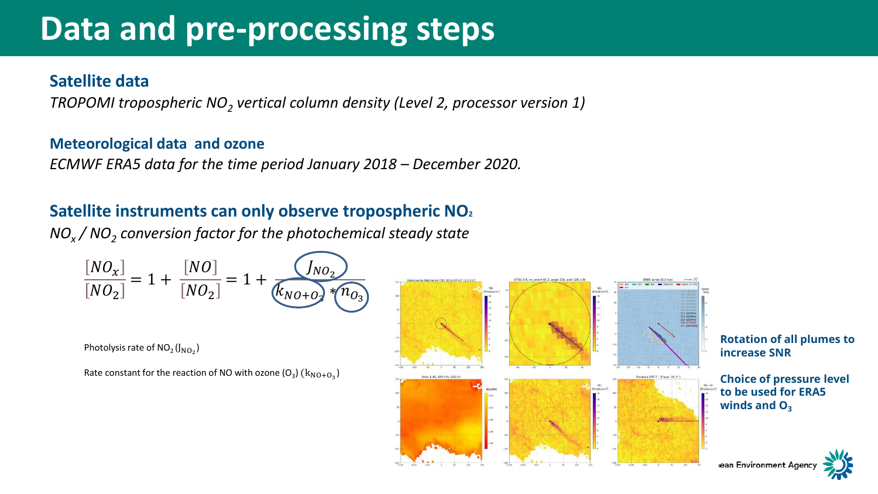# Data and pre-processing steps

### Satellite data

*TROPOMI tropospheric $NO_2$ vertical column density (Level 2, processor version 1)*

### Meteorological data and ozone

*ECMWF ERA5 data for the time period January 2018 – December 2020.*

### Satellite instruments can only observe tropospheric $NO_2$

*$NO_x$ / $NO_2$ conversion factor for the photochemical steady state*

$$\frac{[NO_x]}{[NO_2]} = 1 + \frac{[NO]}{[NO_2]} = 1 + \frac{J_{NO_2}}{k_{NO+O_3} * n_{O_3}}$$

Photolysis rate of $NO_2$ ($J_{NO_2}$)

Rate constant for the reaction of NO with ozone ($O_3$) ($k_{NO+O_3}$)

**Rotation of all plumes to increase SNR**

**Choice of pressure level to be used for ERA5 winds and $O_3$**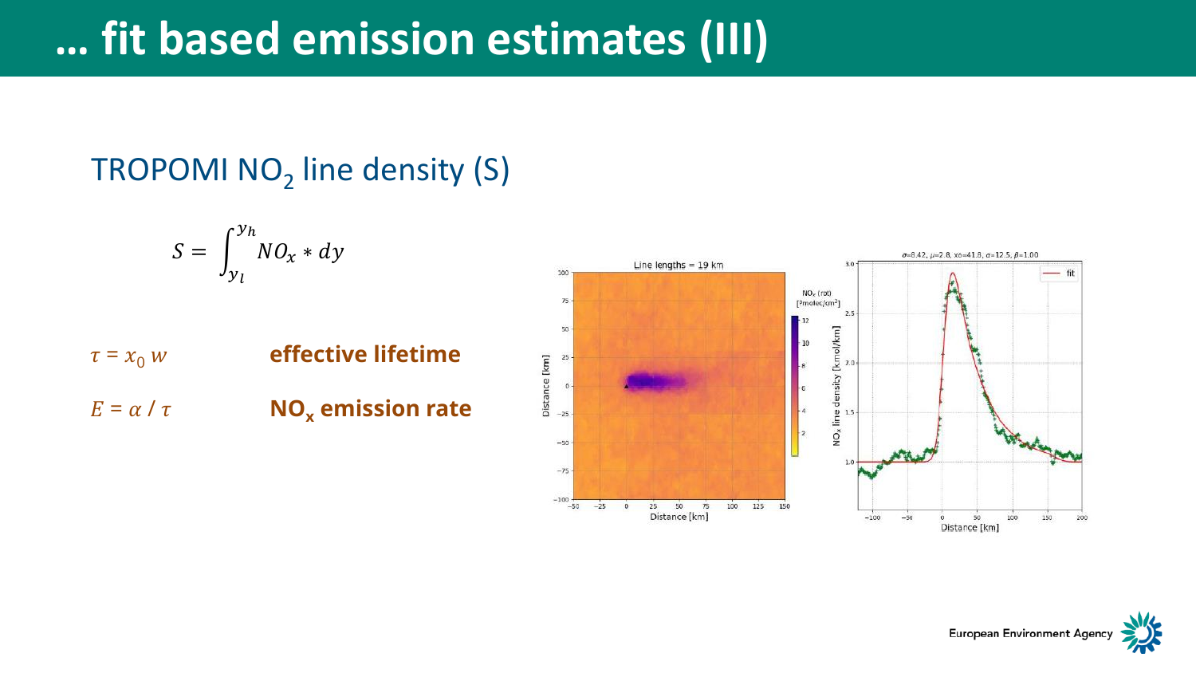# … fit based emission estimates (III)

TROPOMI $NO_2$ line density (S)

$$S = \int_{y_l}^{y_h} NO_x * dy$$

$\tau = x_0\, w$ **effective lifetime**

$E = \alpha / \tau$ **$NO_x$ emission rate**

Line lengths = 19 km

$\sigma$=8.42, $\mu$=2.8, xo=41.8, $\alpha$=12.5, $\beta$=1.00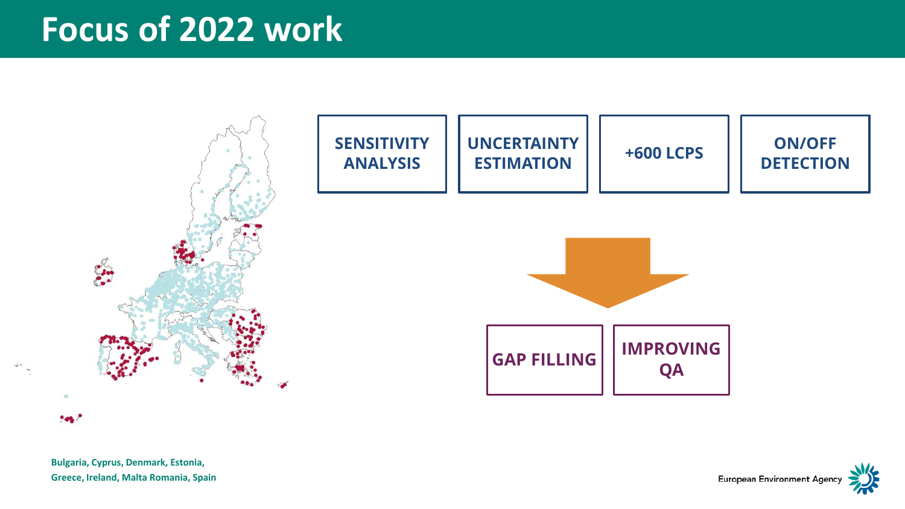# Focus of 2022 work

**SENSITIVITY ANALYSIS**

**UNCERTAINTY ESTIMATION**

**+600 LCPS**

**ON/OFF DETECTION**

**GAP FILLING**

**IMPROVING QA**

**Bulgaria, Cyprus, Denmark, Estonia, Greece, Ireland, Malta Romania, Spain**